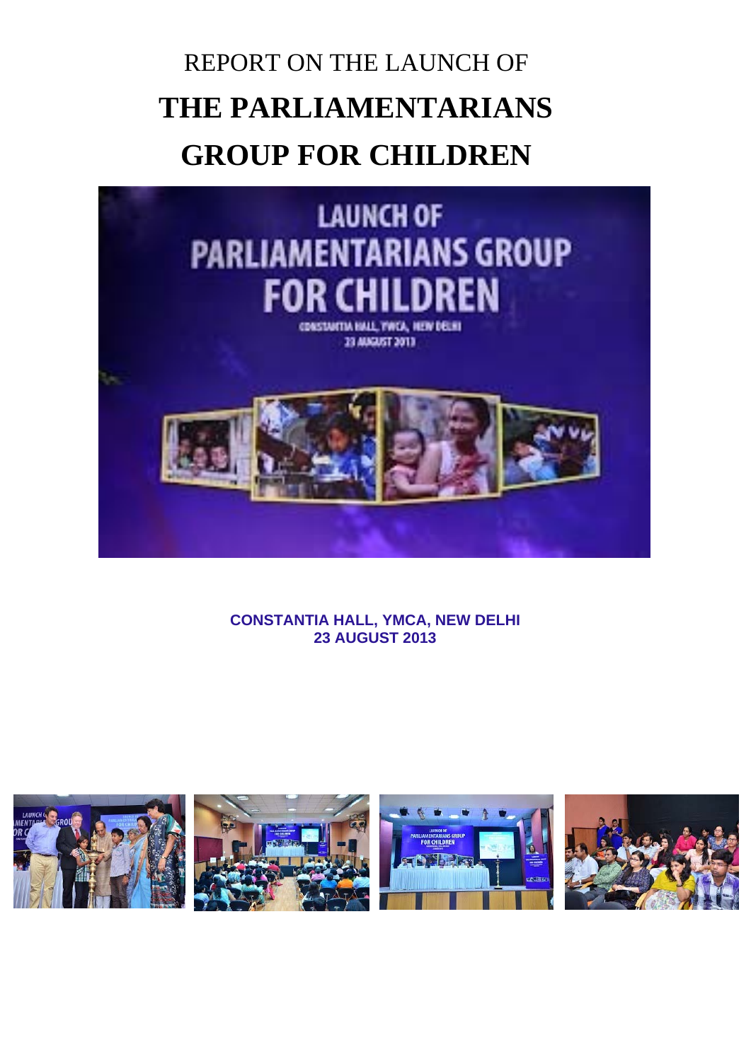REPORT ON THE LAUNCH OF

# THE PARLIAMENTARIANS GROUP FOR CHILDREN

**CONSTANTIA HALL, YMCA, NEW DELHI**
**23 AUGUST 2013**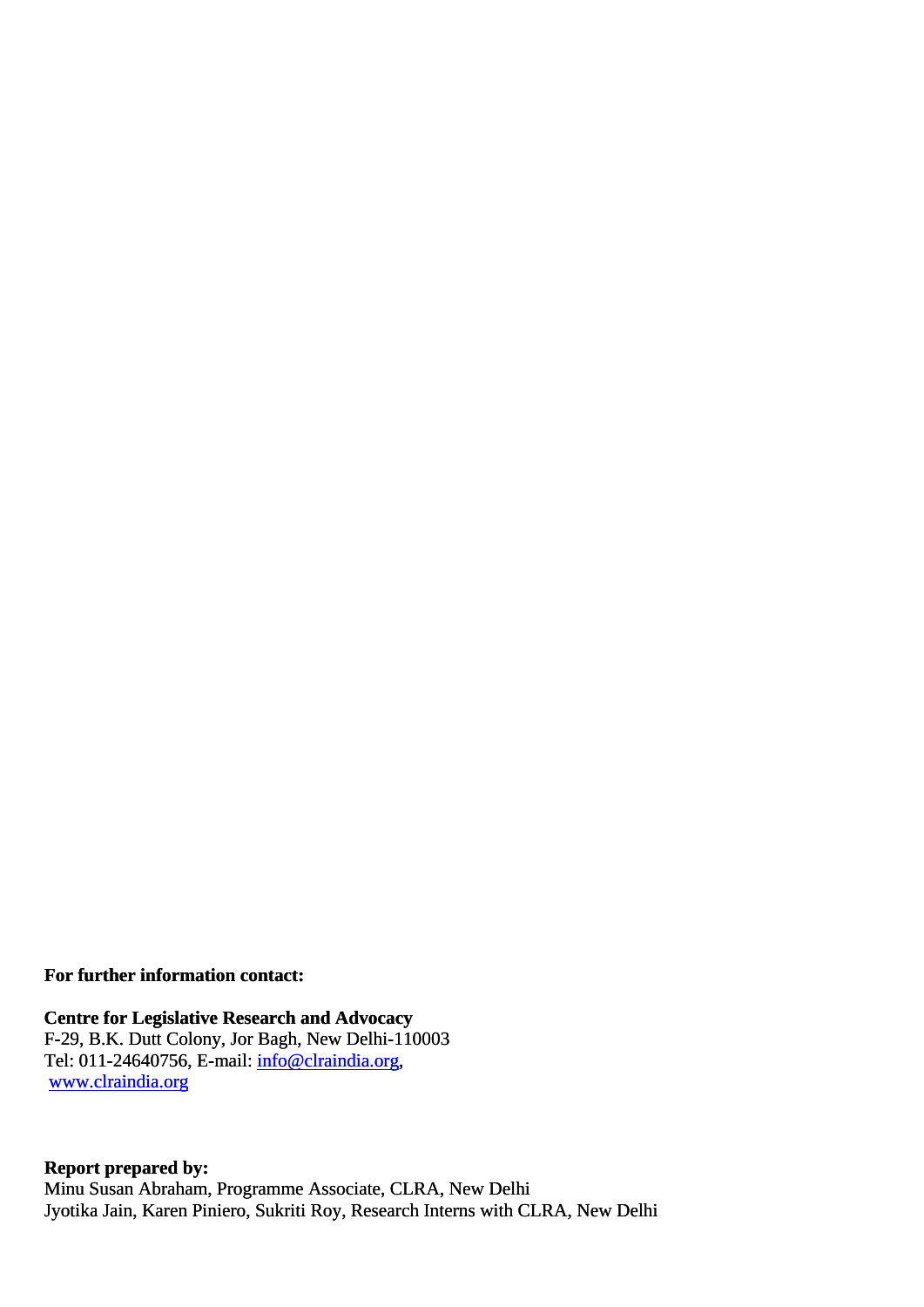**For further information contact:**

**Centre for Legislative Research and Advocacy**
F-29, B.K. Dutt Colony, Jor Bagh, New Delhi-110003
Tel: 011-24640756, E-mail: info@clraindia.org,
www.clraindia.org

**Report prepared by:**
Minu Susan Abraham, Programme Associate, CLRA, New Delhi
Jyotika Jain, Karen Piniero, Sukriti Roy, Research Interns with CLRA, New Delhi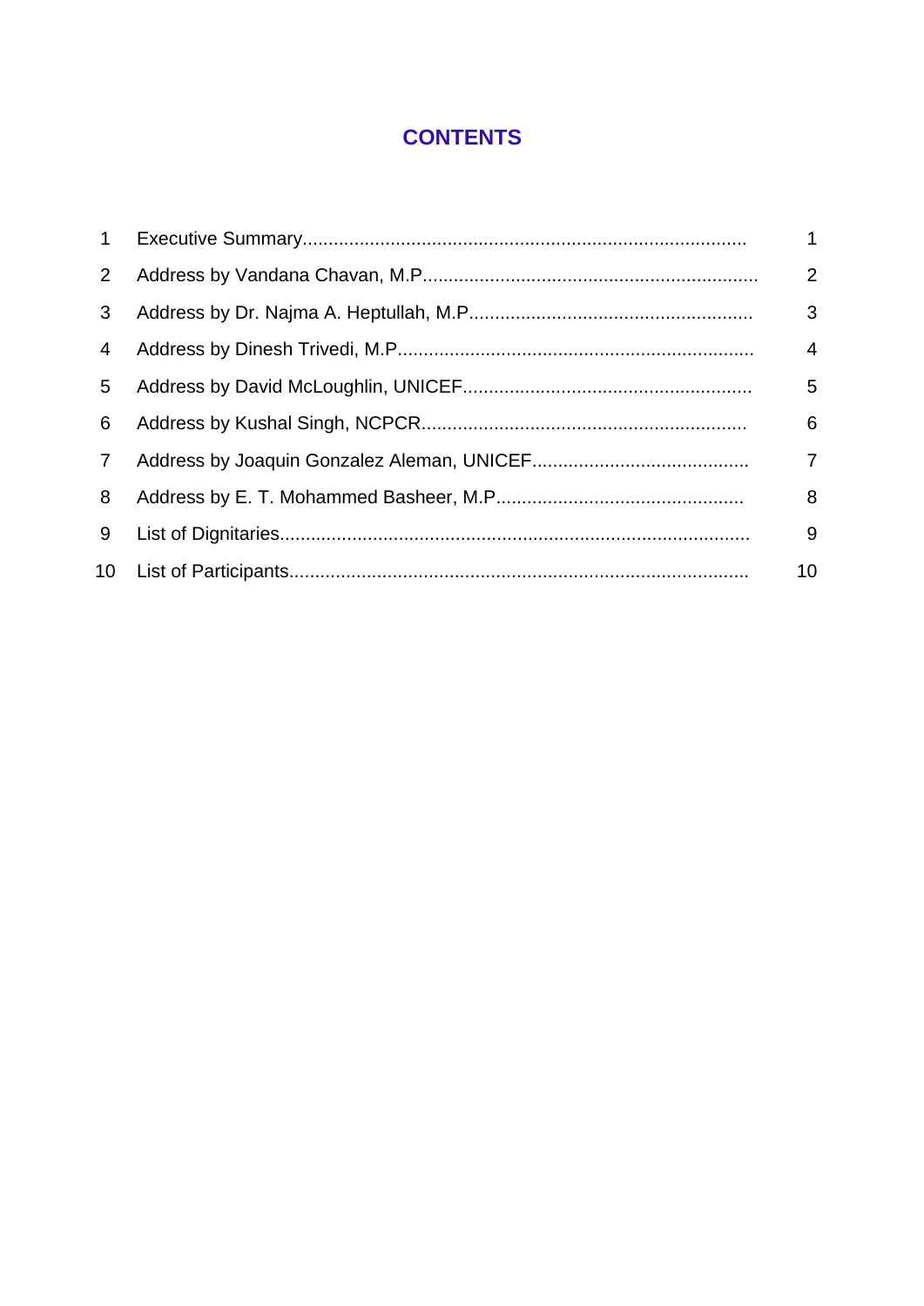# CONTENTS

| | | |
|---|---|---|
| 1 | Executive Summary | 1 |
| 2 | Address by Vandana Chavan, M.P | 2 |
| 3 | Address by Dr. Najma A. Heptullah, M.P | 3 |
| 4 | Address by Dinesh Trivedi, M.P | 4 |
| 5 | Address by David McLoughlin, UNICEF | 5 |
| 6 | Address by Kushal Singh, NCPCR | 6 |
| 7 | Address by Joaquin Gonzalez Aleman, UNICEF | 7 |
| 8 | Address by E. T. Mohammed Basheer, M.P | 8 |
| 9 | List of Dignitaries | 9 |
| 10 | List of Participants | 10 |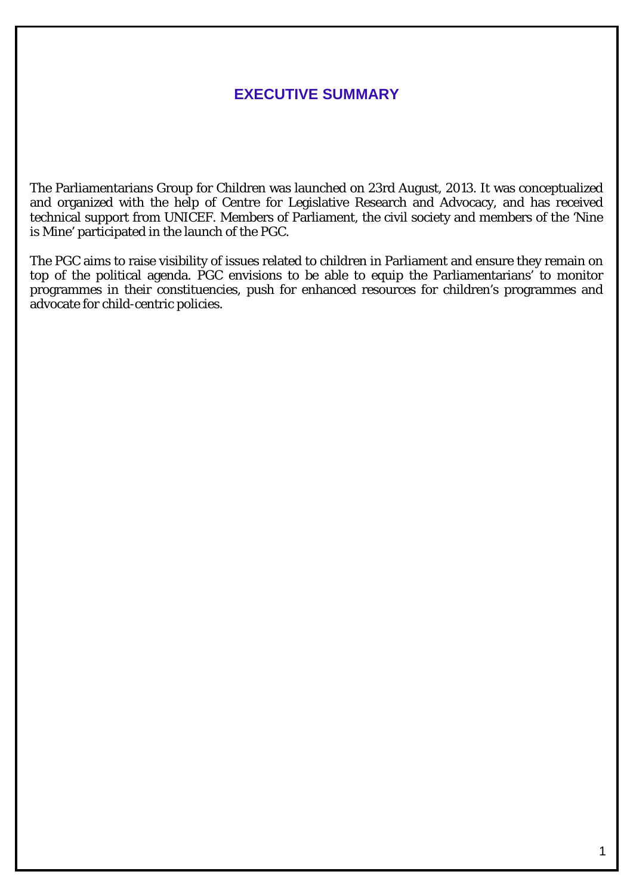# EXECUTIVE SUMMARY

The Parliamentarians Group for Children was launched on 23rd August, 2013. It was conceptualized and organized with the help of Centre for Legislative Research and Advocacy, and has received technical support from UNICEF. Members of Parliament, the civil society and members of the 'Nine is Mine' participated in the launch of the PGC.

The PGC aims to raise visibility of issues related to children in Parliament and ensure they remain on top of the political agenda. PGC envisions to be able to equip the Parliamentarians' to monitor programmes in their constituencies, push for enhanced resources for children's programmes and advocate for child-centric policies.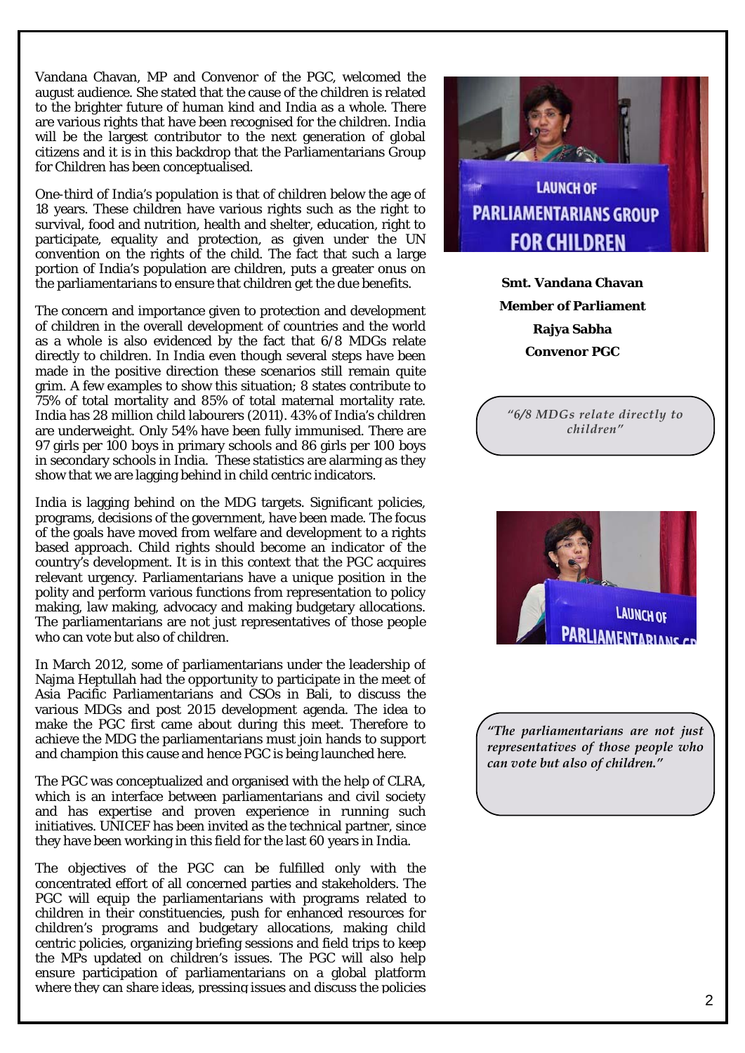Vandana Chavan, MP and Convenor of the PGC, welcomed the august audience. She stated that the cause of the children is related to the brighter future of human kind and India as a whole. There are various rights that have been recognised for the children. India will be the largest contributor to the next generation of global citizens and it is in this backdrop that the Parliamentarians Group for Children has been conceptualised.

One-third of India's population is that of children below the age of 18 years. These children have various rights such as the right to survival, food and nutrition, health and shelter, education, right to participate, equality and protection, as given under the UN convention on the rights of the child. The fact that such a large portion of India's population are children, puts a greater onus on the parliamentarians to ensure that children get the due benefits.

The concern and importance given to protection and development of children in the overall development of countries and the world as a whole is also evidenced by the fact that 6/8 MDGs relate directly to children. In India even though several steps have been made in the positive direction these scenarios still remain quite grim. A few examples to show this situation; 8 states contribute to 75% of total mortality and 85% of total maternal mortality rate. India has 28 million child labourers (2011). 43% of India's children are underweight. Only 54% have been fully immunised. There are 97 girls per 100 boys in primary schools and 86 girls per 100 boys in secondary schools in India. These statistics are alarming as they show that we are lagging behind in child centric indicators.

India is lagging behind on the MDG targets. Significant policies, programs, decisions of the government, have been made. The focus of the goals have moved from welfare and development to a rights based approach. Child rights should become an indicator of the country's development. It is in this context that the PGC acquires relevant urgency. Parliamentarians have a unique position in the polity and perform various functions from representation to policy making, law making, advocacy and making budgetary allocations. The parliamentarians are not just representatives of those people who can vote but also of children.

In March 2012, some of parliamentarians under the leadership of Najma Heptullah had the opportunity to participate in the meet of Asia Pacific Parliamentarians and CSOs in Bali, to discuss the various MDGs and post 2015 development agenda. The idea to make the PGC first came about during this meet. Therefore to achieve the MDG the parliamentarians must join hands to support and champion this cause and hence PGC is being launched here.

The PGC was conceptualized and organised with the help of CLRA, which is an interface between parliamentarians and civil society and has expertise and proven experience in running such initiatives. UNICEF has been invited as the technical partner, since they have been working in this field for the last 60 years in India.

The objectives of the PGC can be fulfilled only with the concentrated effort of all concerned parties and stakeholders. The PGC will equip the parliamentarians with programs related to children in their constituencies, push for enhanced resources for children's programs and budgetary allocations, making child centric policies, organizing briefing sessions and field trips to keep the MPs updated on children's issues. The PGC will also help ensure participation of parliamentarians on a global platform where they can share ideas, pressing issues and discuss the policies

**Smt. Vandana Chavan**
**Member of Parliament**
**Rajya Sabha**
**Convenor PGC**

*"6/8 MDGs relate directly to children"*

*"The parliamentarians are not just representatives of those people who can vote but also of children."*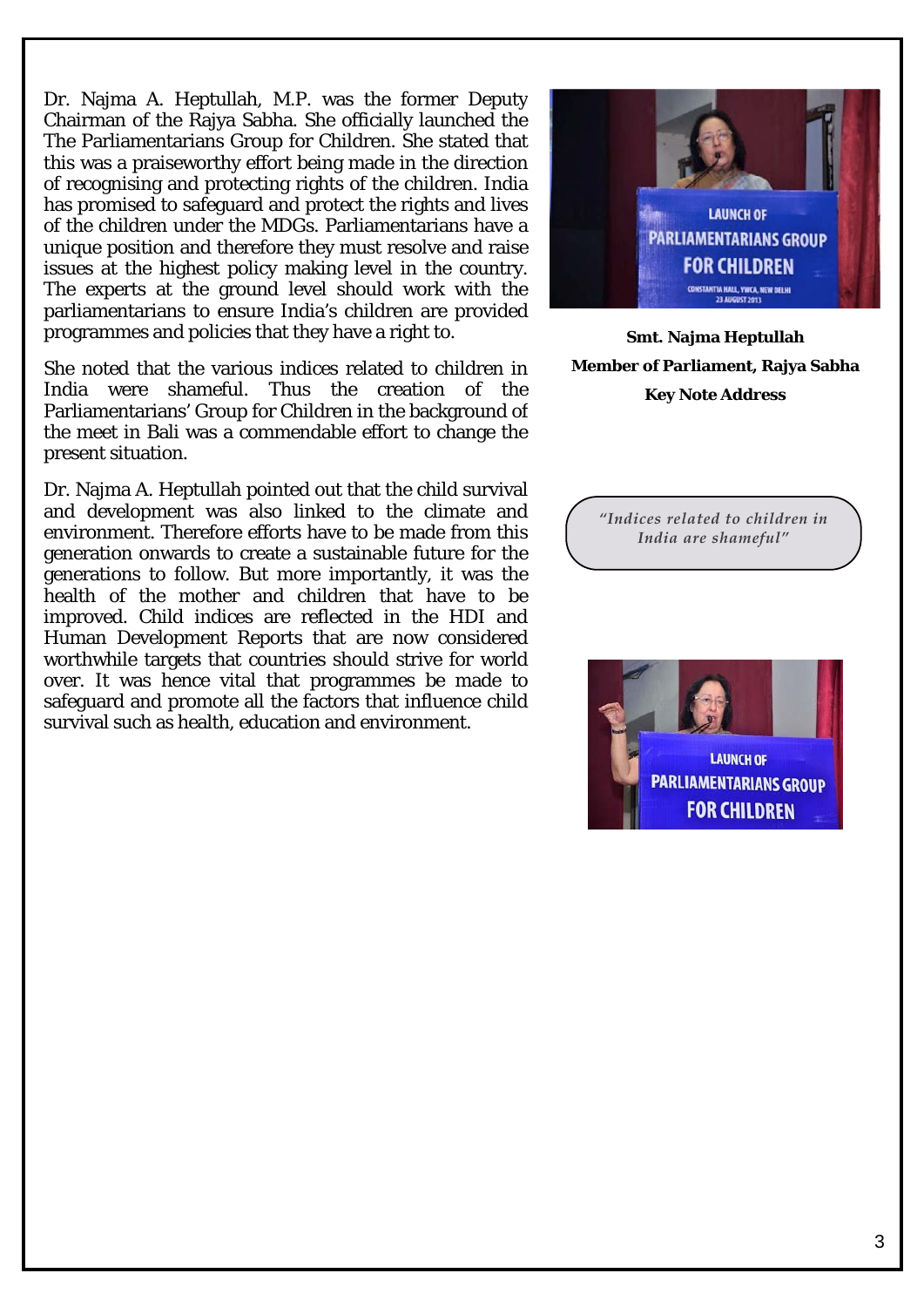Dr. Najma A. Heptullah, M.P. was the former Deputy Chairman of the Rajya Sabha. She officially launched the The Parliamentarians Group for Children. She stated that this was a praiseworthy effort being made in the direction of recognising and protecting rights of the children. India has promised to safeguard and protect the rights and lives of the children under the MDGs. Parliamentarians have a unique position and therefore they must resolve and raise issues at the highest policy making level in the country. The experts at the ground level should work with the parliamentarians to ensure India's children are provided programmes and policies that they have a right to.

She noted that the various indices related to children in India were shameful. Thus the creation of the Parliamentarians' Group for Children in the background of the meet in Bali was a commendable effort to change the present situation.

Dr. Najma A. Heptullah pointed out that the child survival and development was also linked to the climate and environment. Therefore efforts have to be made from this generation onwards to create a sustainable future for the generations to follow. But more importantly, it was the health of the mother and children that have to be improved. Child indices are reflected in the HDI and Human Development Reports that are now considered worthwhile targets that countries should strive for world over. It was hence vital that programmes be made to safeguard and promote all the factors that influence child survival such as health, education and environment.

**Smt. Najma Heptullah**

**Member of Parliament, Rajya Sabha**

**Key Note Address**

*"Indices related to children in India are shameful"*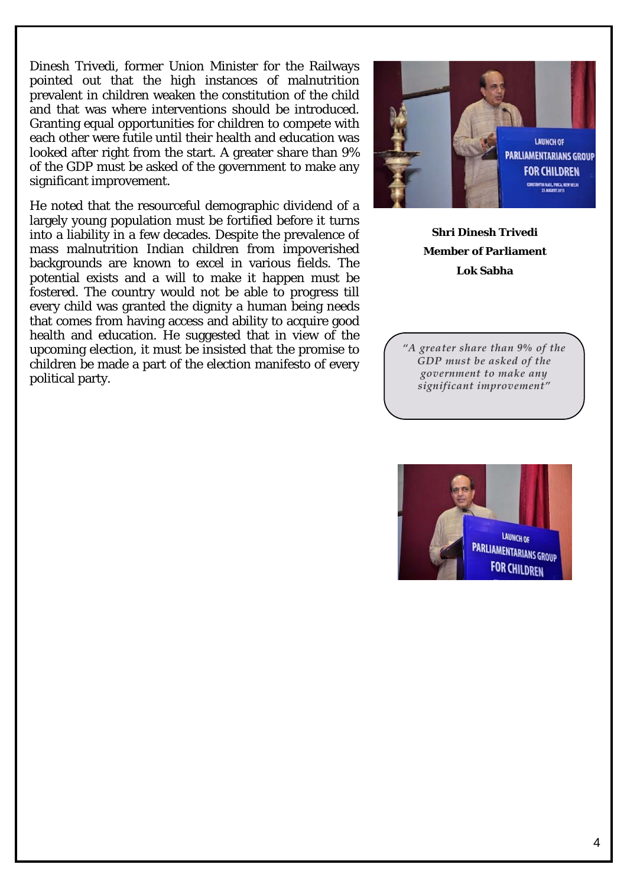Dinesh Trivedi, former Union Minister for the Railways pointed out that the high instances of malnutrition prevalent in children weaken the constitution of the child and that was where interventions should be introduced. Granting equal opportunities for children to compete with each other were futile until their health and education was looked after right from the start. A greater share than 9% of the GDP must be asked of the government to make any significant improvement.

He noted that the resourceful demographic dividend of a largely young population must be fortified before it turns into a liability in a few decades. Despite the prevalence of mass malnutrition Indian children from impoverished backgrounds are known to excel in various fields. The potential exists and a will to make it happen must be fostered. The country would not be able to progress till every child was granted the dignity a human being needs that comes from having access and ability to acquire good health and education. He suggested that in view of the upcoming election, it must be insisted that the promise to children be made a part of the election manifesto of every political party.

**Shri Dinesh Trivedi**
**Member of Parliament**
**Lok Sabha**

> *"A greater share than 9% of the GDP must be asked of the government to make any significant improvement"*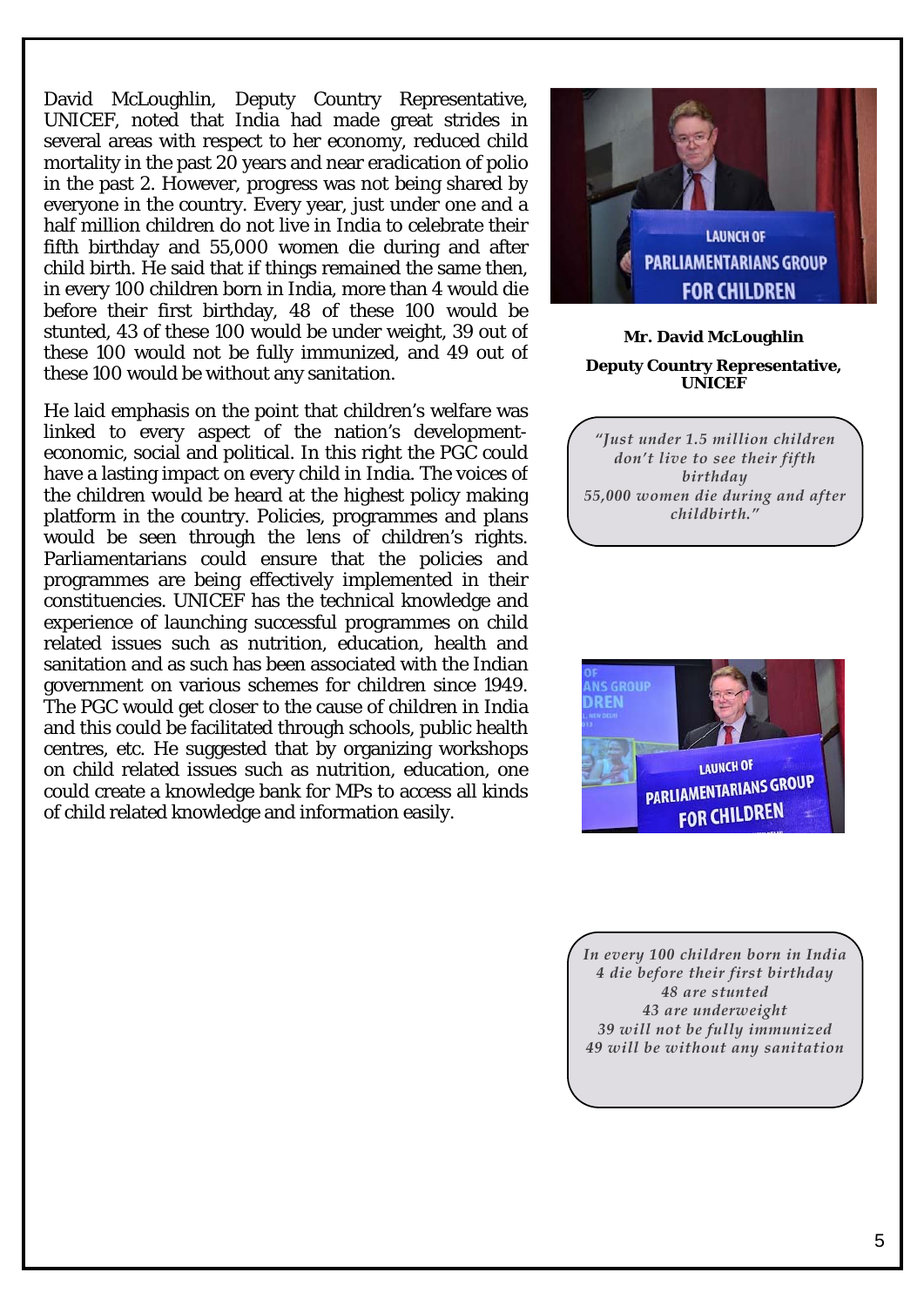David McLoughlin, Deputy Country Representative, UNICEF, noted that India had made great strides in several areas with respect to her economy, reduced child mortality in the past 20 years and near eradication of polio in the past 2. However, progress was not being shared by everyone in the country. Every year, just under one and a half million children do not live in India to celebrate their fifth birthday and 55,000 women die during and after child birth. He said that if things remained the same then, in every 100 children born in India, more than 4 would die before their first birthday, 48 of these 100 would be stunted, 43 of these 100 would be under weight, 39 out of these 100 would not be fully immunized, and 49 out of these 100 would be without any sanitation.

He laid emphasis on the point that children's welfare was linked to every aspect of the nation's development- economic, social and political. In this right the PGC could have a lasting impact on every child in India. The voices of the children would be heard at the highest policy making platform in the country. Policies, programmes and plans would be seen through the lens of children's rights. Parliamentarians could ensure that the policies and programmes are being effectively implemented in their constituencies. UNICEF has the technical knowledge and experience of launching successful programmes on child related issues such as nutrition, education, health and sanitation and as such has been associated with the Indian government on various schemes for children since 1949. The PGC would get closer to the cause of children in India and this could be facilitated through schools, public health centres, etc. He suggested that by organizing workshops on child related issues such as nutrition, education, one could create a knowledge bank for MPs to access all kinds of child related knowledge and information easily.

**Mr. David McLoughlin**

**Deputy Country Representative, UNICEF**

*"Just under 1.5 million children don't live to see their fifth birthday*
*55,000 women die during and after childbirth."*

*In every 100 children born in India*
*4 die before their first birthday*
*48 are stunted*
*43 are underweight*
*39 will not be fully immunized*
*49 will be without any sanitation*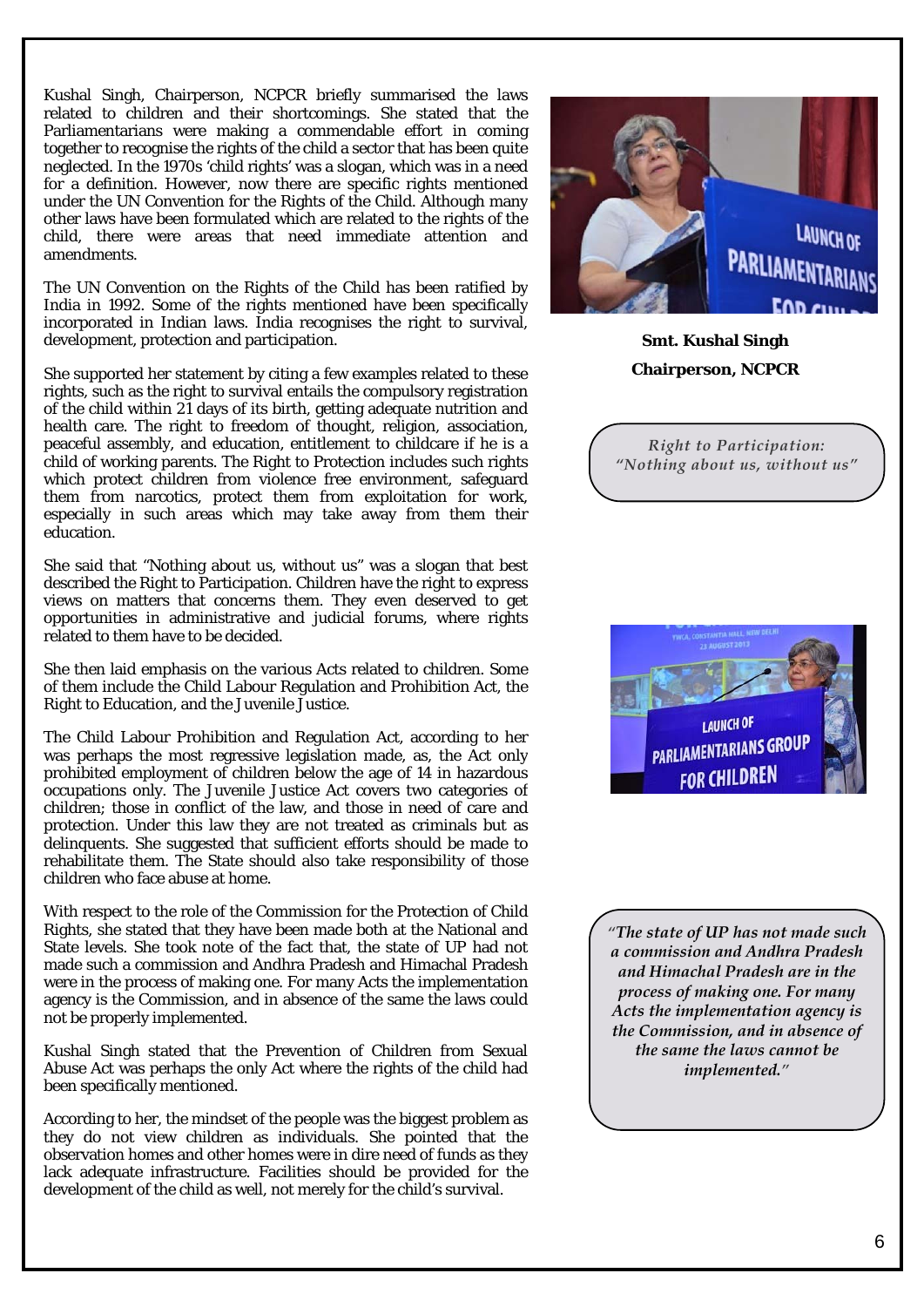Kushal Singh, Chairperson, NCPCR briefly summarised the laws related to children and their shortcomings. She stated that the Parliamentarians were making a commendable effort in coming together to recognise the rights of the child a sector that has been quite neglected. In the 1970s 'child rights' was a slogan, which was in a need for a definition. However, now there are specific rights mentioned under the UN Convention for the Rights of the Child. Although many other laws have been formulated which are related to the rights of the child, there were areas that need immediate attention and amendments.

The UN Convention on the Rights of the Child has been ratified by India in 1992. Some of the rights mentioned have been specifically incorporated in Indian laws. India recognises the right to survival, development, protection and participation.

She supported her statement by citing a few examples related to these rights, such as the right to survival entails the compulsory registration of the child within 21 days of its birth, getting adequate nutrition and health care. The right to freedom of thought, religion, association, peaceful assembly, and education, entitlement to childcare if he is a child of working parents. The Right to Protection includes such rights which protect children from violence free environment, safeguard them from narcotics, protect them from exploitation for work, especially in such areas which may take away from them their education.

She said that "Nothing about us, without us" was a slogan that best described the Right to Participation. Children have the right to express views on matters that concerns them. They even deserved to get opportunities in administrative and judicial forums, where rights related to them have to be decided.

She then laid emphasis on the various Acts related to children. Some of them include the Child Labour Regulation and Prohibition Act, the Right to Education, and the Juvenile Justice.

The Child Labour Prohibition and Regulation Act, according to her was perhaps the most regressive legislation made, as, the Act only prohibited employment of children below the age of 14 in hazardous occupations only. The Juvenile Justice Act covers two categories of children; those in conflict of the law, and those in need of care and protection. Under this law they are not treated as criminals but as delinquents. She suggested that sufficient efforts should be made to rehabilitate them. The State should also take responsibility of those children who face abuse at home.

With respect to the role of the Commission for the Protection of Child Rights, she stated that they have been made both at the National and State levels. She took note of the fact that, the state of UP had not made such a commission and Andhra Pradesh and Himachal Pradesh were in the process of making one. For many Acts the implementation agency is the Commission, and in absence of the same the laws could not be properly implemented.

Kushal Singh stated that the Prevention of Children from Sexual Abuse Act was perhaps the only Act where the rights of the child had been specifically mentioned.

According to her, the mindset of the people was the biggest problem as they do not view children as individuals. She pointed that the observation homes and other homes were in dire need of funds as they lack adequate infrastructure. Facilities should be provided for the development of the child as well, not merely for the child's survival.

**Smt. Kushal Singh**

**Chairperson, NCPCR**

*Right to Participation: "Nothing about us, without us"*

*"The state of UP has not made such a commission and Andhra Pradesh and Himachal Pradesh are in the process of making one. For many Acts the implementation agency is the Commission, and in absence of the same the laws cannot be implemented."*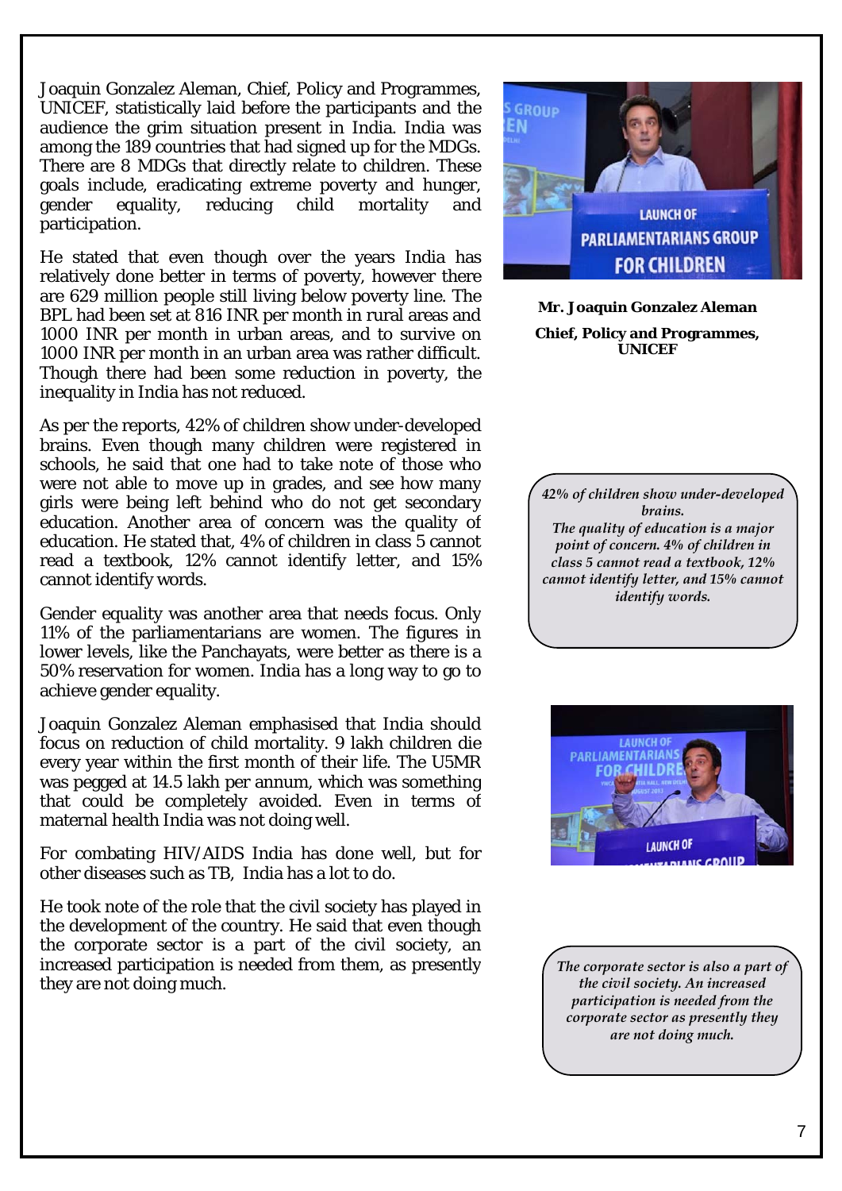Joaquin Gonzalez Aleman, Chief, Policy and Programmes, UNICEF, statistically laid before the participants and the audience the grim situation present in India. India was among the 189 countries that had signed up for the MDGs. There are 8 MDGs that directly relate to children. These goals include, eradicating extreme poverty and hunger, gender equality, reducing child mortality and participation.

He stated that even though over the years India has relatively done better in terms of poverty, however there are 629 million people still living below poverty line. The BPL had been set at 816 INR per month in rural areas and 1000 INR per month in urban areas, and to survive on 1000 INR per month in an urban area was rather difficult. Though there had been some reduction in poverty, the inequality in India has not reduced.

As per the reports, 42% of children show under-developed brains. Even though many children were registered in schools, he said that one had to take note of those who were not able to move up in grades, and see how many girls were being left behind who do not get secondary education. Another area of concern was the quality of education. He stated that, 4% of children in class 5 cannot read a textbook, 12% cannot identify letter, and 15% cannot identify words.

Gender equality was another area that needs focus. Only 11% of the parliamentarians are women. The figures in lower levels, like the Panchayats, were better as there is a 50% reservation for women. India has a long way to go to achieve gender equality.

Joaquin Gonzalez Aleman emphasised that India should focus on reduction of child mortality. 9 lakh children die every year within the first month of their life. The U5MR was pegged at 14.5 lakh per annum, which was something that could be completely avoided. Even in terms of maternal health India was not doing well.

For combating HIV/AIDS India has done well, but for other diseases such as TB, India has a lot to do.

He took note of the role that the civil society has played in the development of the country. He said that even though the corporate sector is a part of the civil society, an increased participation is needed from them, as presently they are not doing much.

**Mr. Joaquin Gonzalez Aleman**

**Chief, Policy and Programmes, UNICEF**

*42% of children show under-developed brains. The quality of education is a major point of concern. 4% of children in class 5 cannot read a textbook, 12% cannot identify letter, and 15% cannot identify words.*

*The corporate sector is also a part of the civil society. An increased participation is needed from the corporate sector as presently they are not doing much.*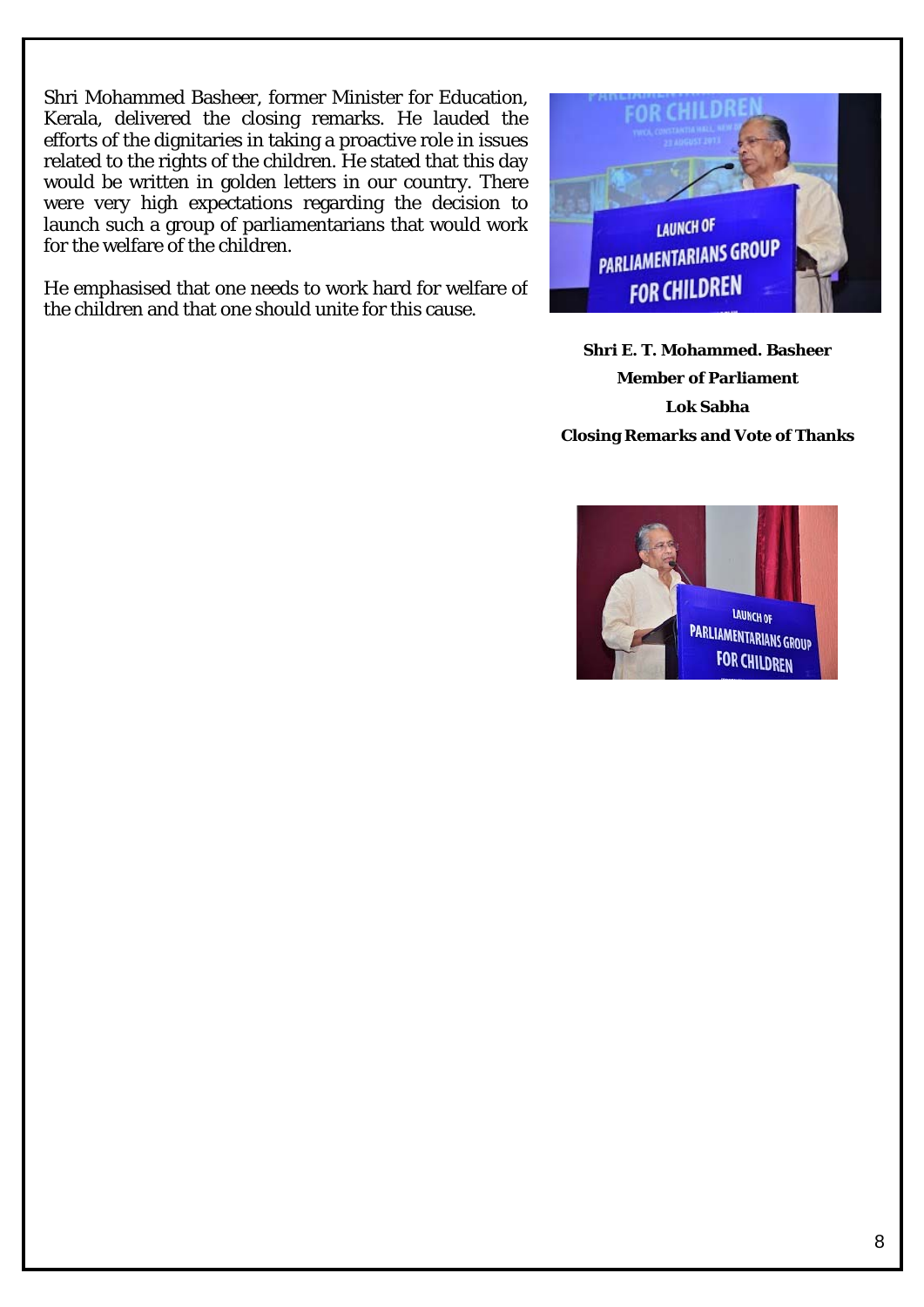Shri Mohammed Basheer, former Minister for Education, Kerala, delivered the closing remarks. He lauded the efforts of the dignitaries in taking a proactive role in issues related to the rights of the children. He stated that this day would be written in golden letters in our country. There were very high expectations regarding the decision to launch such a group of parliamentarians that would work for the welfare of the children.

He emphasised that one needs to work hard for welfare of the children and that one should unite for this cause.

**Shri E. T. Mohammed. Basheer**
**Member of Parliament**
**Lok Sabha**
**Closing Remarks and Vote of Thanks**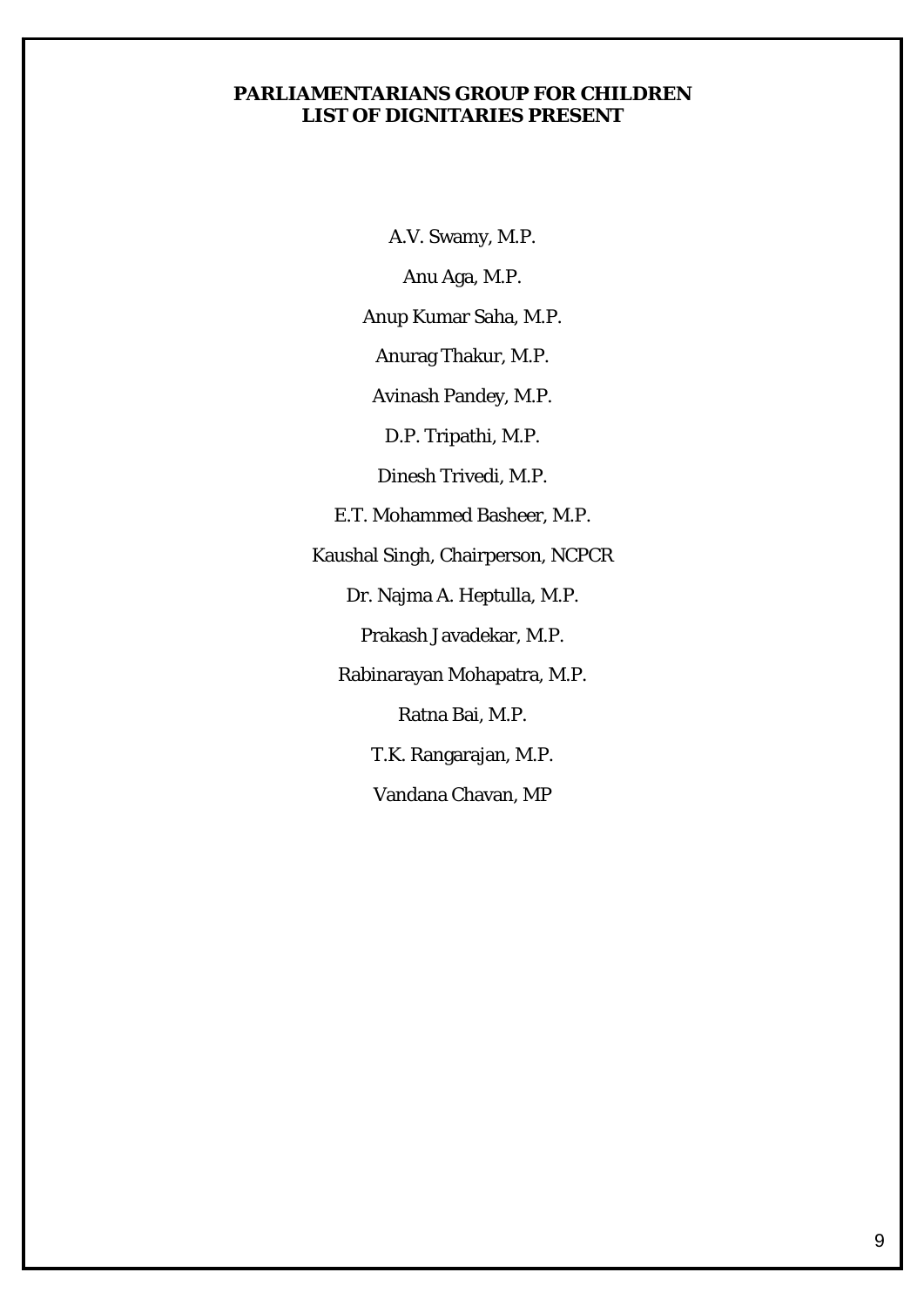**PARLIAMENTARIANS GROUP FOR CHILDREN**
**LIST OF DIGNITARIES PRESENT**

A.V. Swamy, M.P.

Anu Aga, M.P.

Anup Kumar Saha, M.P.

Anurag Thakur, M.P.

Avinash Pandey, M.P.

D.P. Tripathi, M.P.

Dinesh Trivedi, M.P.

E.T. Mohammed Basheer, M.P.

Kaushal Singh, Chairperson, NCPCR

Dr. Najma A. Heptulla, M.P.

Prakash Javadekar, M.P.

Rabinarayan Mohapatra, M.P.

Ratna Bai, M.P.

T.K. Rangarajan, M.P.

Vandana Chavan, MP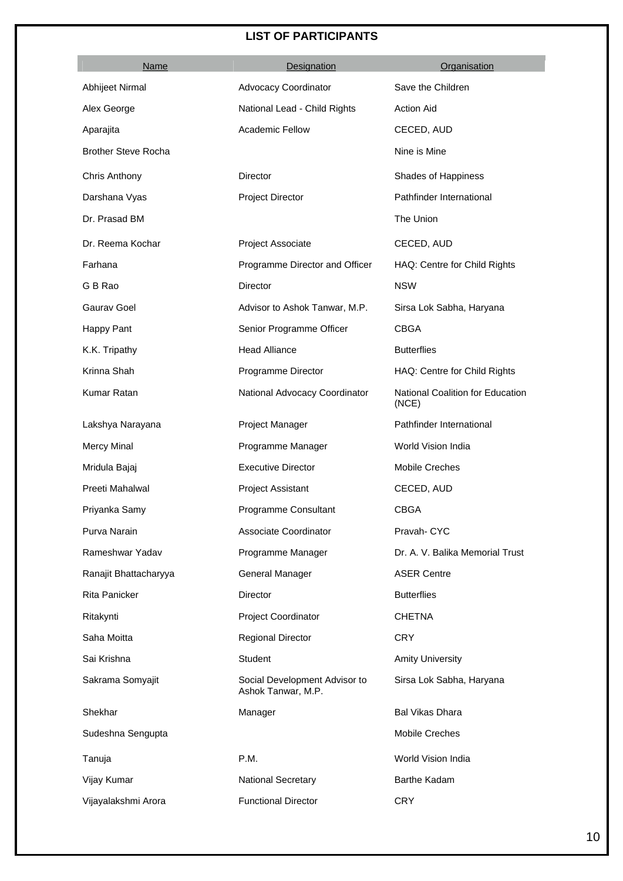## LIST OF PARTICIPANTS

| Name | Designation | Organisation |
|---|---|---|
| Abhijeet Nirmal | Advocacy Coordinator | Save the Children |
| Alex George | National Lead - Child Rights | Action Aid |
| Aparajita | Academic Fellow | CECED, AUD |
| Brother Steve Rocha | | Nine is Mine |
| Chris Anthony | Director | Shades of Happiness |
| Darshana Vyas | Project Director | Pathfinder International |
| Dr. Prasad BM | | The Union |
| Dr. Reema Kochar | Project Associate | CECED, AUD |
| Farhana | Programme Director and Officer | HAQ: Centre for Child Rights |
| G B Rao | Director | NSW |
| Gaurav Goel | Advisor to Ashok Tanwar, M.P. | Sirsa Lok Sabha, Haryana |
| Happy Pant | Senior Programme Officer | CBGA |
| K.K. Tripathy | Head Alliance | Butterflies |
| Krinna Shah | Programme Director | HAQ: Centre for Child Rights |
| Kumar Ratan | National Advocacy Coordinator | National Coalition for Education (NCE) |
| Lakshya Narayana | Project Manager | Pathfinder International |
| Mercy Minal | Programme Manager | World Vision India |
| Mridula Bajaj | Executive Director | Mobile Creches |
| Preeti Mahalwal | Project Assistant | CECED, AUD |
| Priyanka Samy | Programme Consultant | CBGA |
| Purva Narain | Associate Coordinator | Pravah- CYC |
| Rameshwar Yadav | Programme Manager | Dr. A. V. Balika Memorial Trust |
| Ranajit Bhattacharyya | General Manager | ASER Centre |
| Rita Panicker | Director | Butterflies |
| Ritakynti | Project Coordinator | CHETNA |
| Saha Moitta | Regional Director | CRY |
| Sai Krishna | Student | Amity University |
| Sakrama Somyajit | Social Development Advisor to Ashok Tanwar, M.P. | Sirsa Lok Sabha, Haryana |
| Shekhar | Manager | Bal Vikas Dhara |
| Sudeshna Sengupta | | Mobile Creches |
| Tanuja | P.M. | World Vision India |
| Vijay Kumar | National Secretary | Barthe Kadam |
| Vijayalakshmi Arora | Functional Director | CRY |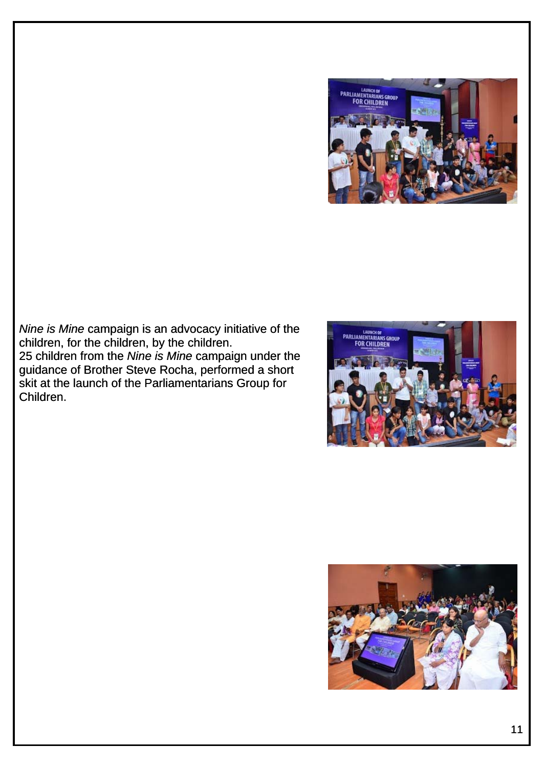*Nine is Mine* campaign is an advocacy initiative of the children, for the children, by the children.
25 children from the *Nine is Mine* campaign under the guidance of Brother Steve Rocha, performed a short skit at the launch of the Parliamentarians Group for Children.